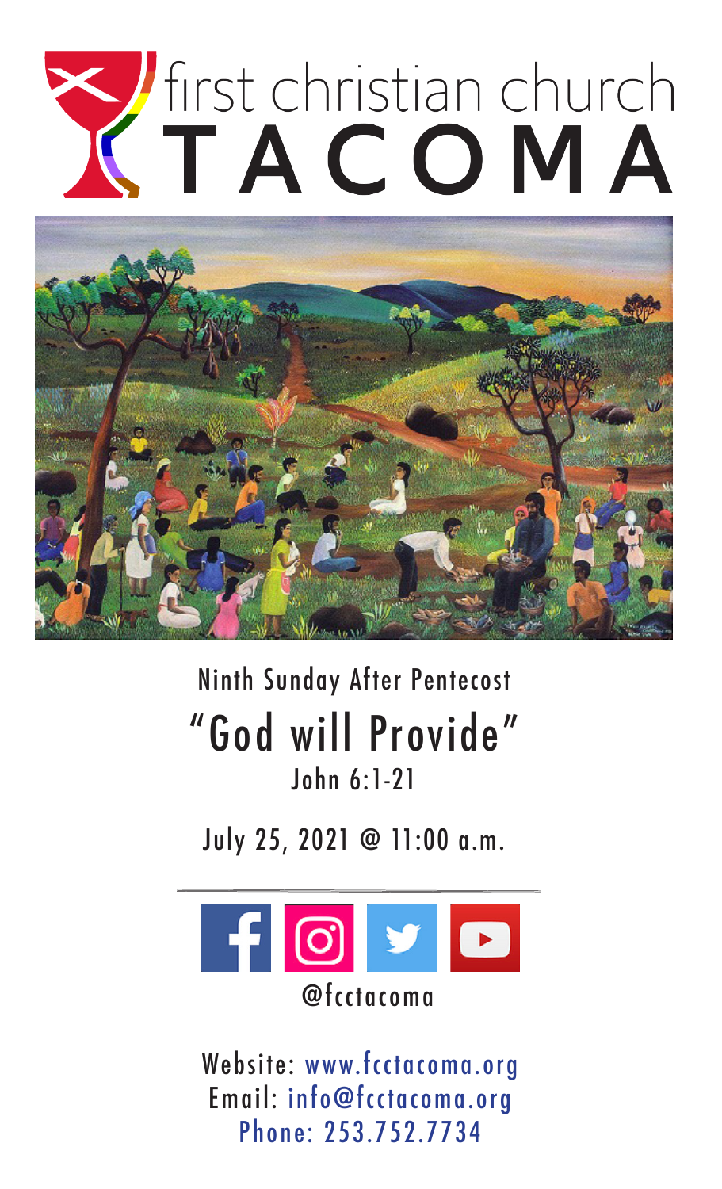# first christian church TACOMA

Ninth Sunday After Pentecost

## "God will Provide"

John 6:1-21

July 25, 2021 @ 11:00 a.m.

@fcctacoma

Website: www.fcctacoma.org
Email: info@fcctacoma.org
Phone: 253.752.7734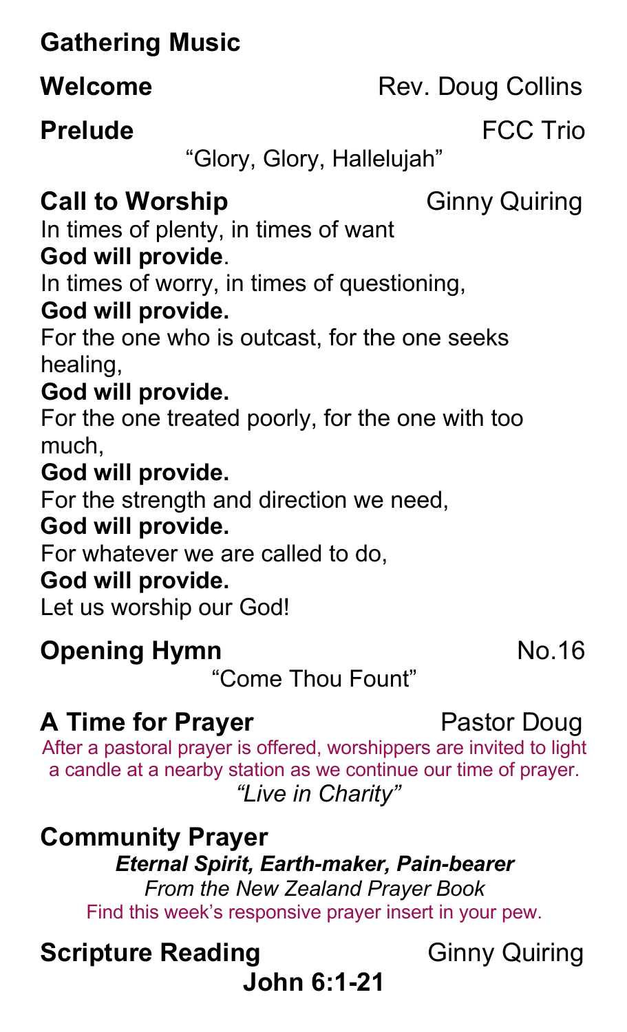**Gathering Music**

**Welcome** Rev. Doug Collins

**Prelude** FCC Trio

"Glory, Glory, Hallelujah"

**Call to Worship** Ginny Quiring

In times of plenty, in times of want
**God will provide**.
In times of worry, in times of questioning,
**God will provide.**
For the one who is outcast, for the one seeks healing,
**God will provide.**
For the one treated poorly, for the one with too much,
**God will provide.**
For the strength and direction we need,
**God will provide.**
For whatever we are called to do,
**God will provide.**
Let us worship our God!

**Opening Hymn** No.16

"Come Thou Fount"

**A Time for Prayer** Pastor Doug

After a pastoral prayer is offered, worshippers are invited to light a candle at a nearby station as we continue our time of prayer.

*"Live in Charity"*

**Community Prayer**

***Eternal Spirit, Earth-maker, Pain-bearer***

*From the New Zealand Prayer Book*

Find this week's responsive prayer insert in your pew.

**Scripture Reading** Ginny Quiring

**John 6:1-21**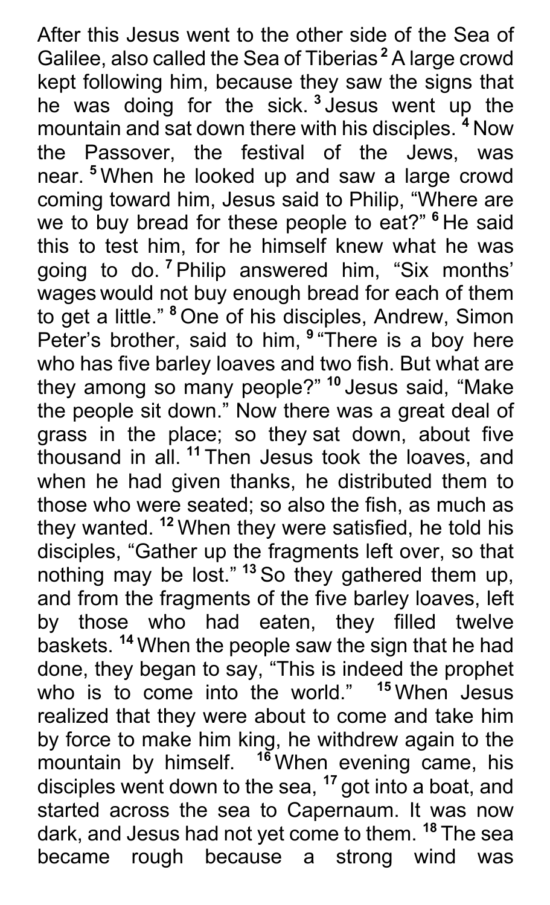After this Jesus went to the other side of the Sea of Galilee, also called the Sea of Tiberias [2] A large crowd kept following him, because they saw the signs that he was doing for the sick. [3] Jesus went up the mountain and sat down there with his disciples. [4] Now the Passover, the festival of the Jews, was near. [5] When he looked up and saw a large crowd coming toward him, Jesus said to Philip, “Where are we to buy bread for these people to eat?” [6] He said this to test him, for he himself knew what he was going to do. [7] Philip answered him, “Six months’ wages would not buy enough bread for each of them to get a little.” [8] One of his disciples, Andrew, Simon Peter’s brother, said to him, [9] “There is a boy here who has five barley loaves and two fish. But what are they among so many people?” [10] Jesus said, “Make the people sit down.” Now there was a great deal of grass in the place; so they sat down, about five thousand in all. [11] Then Jesus took the loaves, and when he had given thanks, he distributed them to those who were seated; so also the fish, as much as they wanted. [12] When they were satisfied, he told his disciples, “Gather up the fragments left over, so that nothing may be lost.” [13] So they gathered them up, and from the fragments of the five barley loaves, left by those who had eaten, they filled twelve baskets. [14] When the people saw the sign that he had done, they began to say, “This is indeed the prophet who is to come into the world.” [15] When Jesus realized that they were about to come and take him by force to make him king, he withdrew again to the mountain by himself. [16] When evening came, his disciples went down to the sea, [17] got into a boat, and started across the sea to Capernaum. It was now dark, and Jesus had not yet come to them. [18] The sea became rough because a strong wind was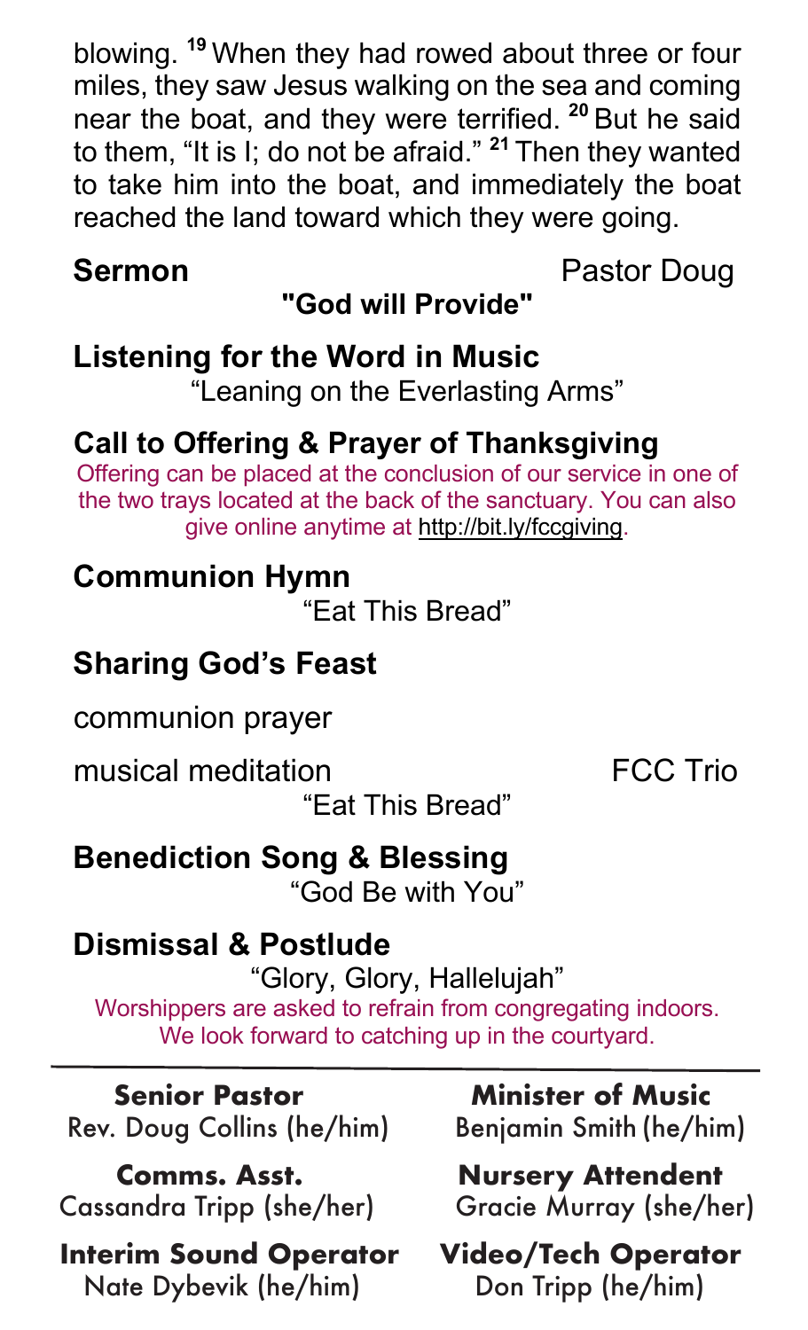blowing. [19] When they had rowed about three or four miles, they saw Jesus walking on the sea and coming near the boat, and they were terrified. [20] But he said to them, "It is I; do not be afraid." [21] Then they wanted to take him into the boat, and immediately the boat reached the land toward which they were going.

**Sermon** Pastor Doug

**"God will Provide"**

**Listening for the Word in Music**

"Leaning on the Everlasting Arms"

**Call to Offering & Prayer of Thanksgiving**

Offering can be placed at the conclusion of our service in one of the two trays located at the back of the sanctuary. You can also give online anytime at http://bit.ly/fccgiving.

**Communion Hymn**

"Eat This Bread"

**Sharing God's Feast**

communion prayer

musical meditation FCC Trio

"Eat This Bread"

**Benediction Song & Blessing**

"God Be with You"

**Dismissal & Postlude**

"Glory, Glory, Hallelujah"

Worshippers are asked to refrain from congregating indoors. We look forward to catching up in the courtyard.

---

**Senior Pastor**
Rev. Doug Collins (he/him)

**Minister of Music**
Benjamin Smith (he/him)

**Comms. Asst.**
Cassandra Tripp (she/her)

**Nursery Attendent**
Gracie Murray (she/her)

**Interim Sound Operator**
Nate Dybevik (he/him)

**Video/Tech Operator**
Don Tripp (he/him)